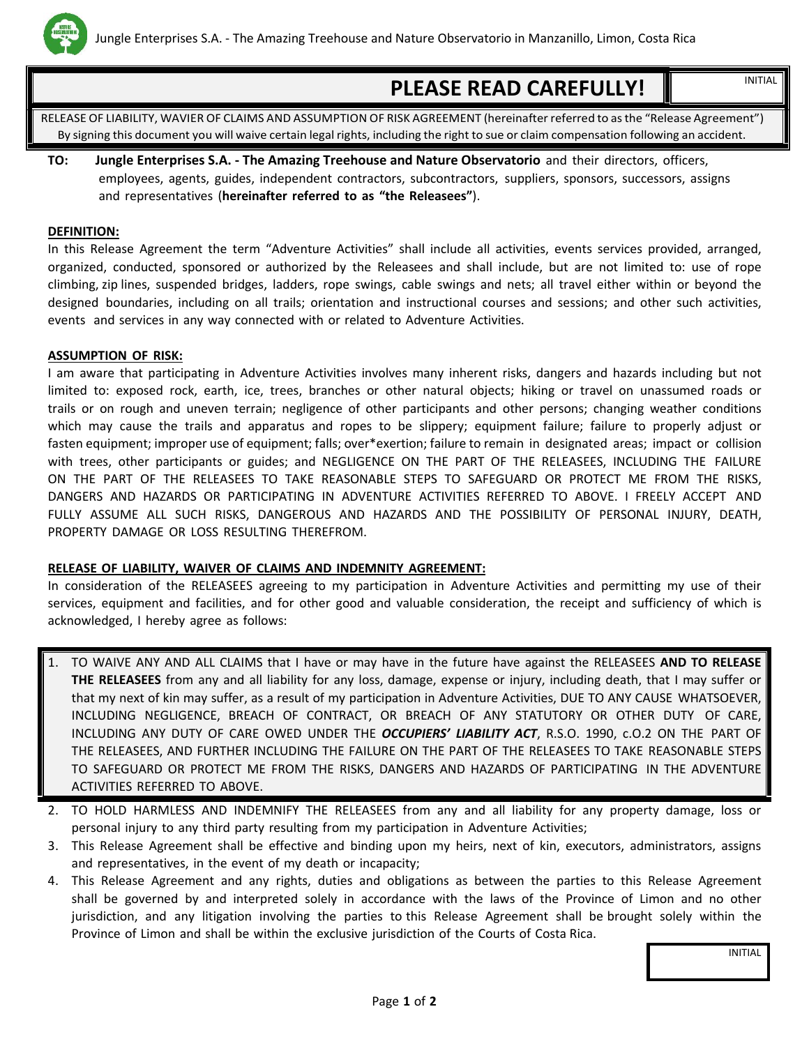Jungle Enterprises S.A. - The Amazing Treehouse and Nature Observatorio in Manzanillo, Limon, Costa Rica

# PLEASE READ CAREFULLY!

INITIAL

RELEASE OF LIABILITY, WAVIER OF CLAIMS AND ASSUMPTION OF RISK AGREEMENT (hereinafter referred to as the "Release Agreement")
By signing this document you will waive certain legal rights, including the right to sue or claim compensation following an accident.

**TO: Jungle Enterprises S.A. - The Amazing Treehouse and Nature Observatorio** and their directors, officers, employees, agents, guides, independent contractors, subcontractors, suppliers, sponsors, successors, assigns and representatives (**hereinafter referred to as "the Releasees"**).

**DEFINITION:**

In this Release Agreement the term "Adventure Activities" shall include all activities, events services provided, arranged, organized, conducted, sponsored or authorized by the Releasees and shall include, but are not limited to: use of rope climbing, zip lines, suspended bridges, ladders, rope swings, cable swings and nets; all travel either within or beyond the designed boundaries, including on all trails; orientation and instructional courses and sessions; and other such activities, events and services in any way connected with or related to Adventure Activities.

**ASSUMPTION OF RISK:**

I am aware that participating in Adventure Activities involves many inherent risks, dangers and hazards including but not limited to: exposed rock, earth, ice, trees, branches or other natural objects; hiking or travel on unassumed roads or trails or on rough and uneven terrain; negligence of other participants and other persons; changing weather conditions which may cause the trails and apparatus and ropes to be slippery; equipment failure; failure to properly adjust or fasten equipment; improper use of equipment; falls; over*exertion; failure to remain in designated areas; impact or collision with trees, other participants or guides; and NEGLIGENCE ON THE PART OF THE RELEASEES, INCLUDING THE FAILURE ON THE PART OF THE RELEASEES TO TAKE REASONABLE STEPS TO SAFEGUARD OR PROTECT ME FROM THE RISKS, DANGERS AND HAZARDS OR PARTICIPATING IN ADVENTURE ACTIVITIES REFERRED TO ABOVE. I FREELY ACCEPT AND FULLY ASSUME ALL SUCH RISKS, DANGEROUS AND HAZARDS AND THE POSSIBILITY OF PERSONAL INJURY, DEATH, PROPERTY DAMAGE OR LOSS RESULTING THEREFROM.

**RELEASE OF LIABILITY, WAIVER OF CLAIMS AND INDEMNITY AGREEMENT:**

In consideration of the RELEASEES agreeing to my participation in Adventure Activities and permitting my use of their services, equipment and facilities, and for other good and valuable consideration, the receipt and sufficiency of which is acknowledged, I hereby agree as follows:

1. TO WAIVE ANY AND ALL CLAIMS that I have or may have in the future have against the RELEASEES **AND TO RELEASE THE RELEASEES** from any and all liability for any loss, damage, expense or injury, including death, that I may suffer or that my next of kin may suffer, as a result of my participation in Adventure Activities, DUE TO ANY CAUSE WHATSOEVER, INCLUDING NEGLIGENCE, BREACH OF CONTRACT, OR BREACH OF ANY STATUTORY OR OTHER DUTY OF CARE, INCLUDING ANY DUTY OF CARE OWED UNDER THE ***OCCUPIERS' LIABILITY ACT***, R.S.O. 1990, c.O.2 ON THE PART OF THE RELEASEES, AND FURTHER INCLUDING THE FAILURE ON THE PART OF THE RELEASEES TO TAKE REASONABLE STEPS TO SAFEGUARD OR PROTECT ME FROM THE RISKS, DANGERS AND HAZARDS OF PARTICIPATING IN THE ADVENTURE ACTIVITIES REFERRED TO ABOVE.
2. TO HOLD HARMLESS AND INDEMNIFY THE RELEASEES from any and all liability for any property damage, loss or personal injury to any third party resulting from my participation in Adventure Activities;
3. This Release Agreement shall be effective and binding upon my heirs, next of kin, executors, administrators, assigns and representatives, in the event of my death or incapacity;
4. This Release Agreement and any rights, duties and obligations as between the parties to this Release Agreement shall be governed by and interpreted solely in accordance with the laws of the Province of Limon and no other jurisdiction, and any litigation involving the parties to this Release Agreement shall be brought solely within the Province of Limon and shall be within the exclusive jurisdiction of the Courts of Costa Rica.

INITIAL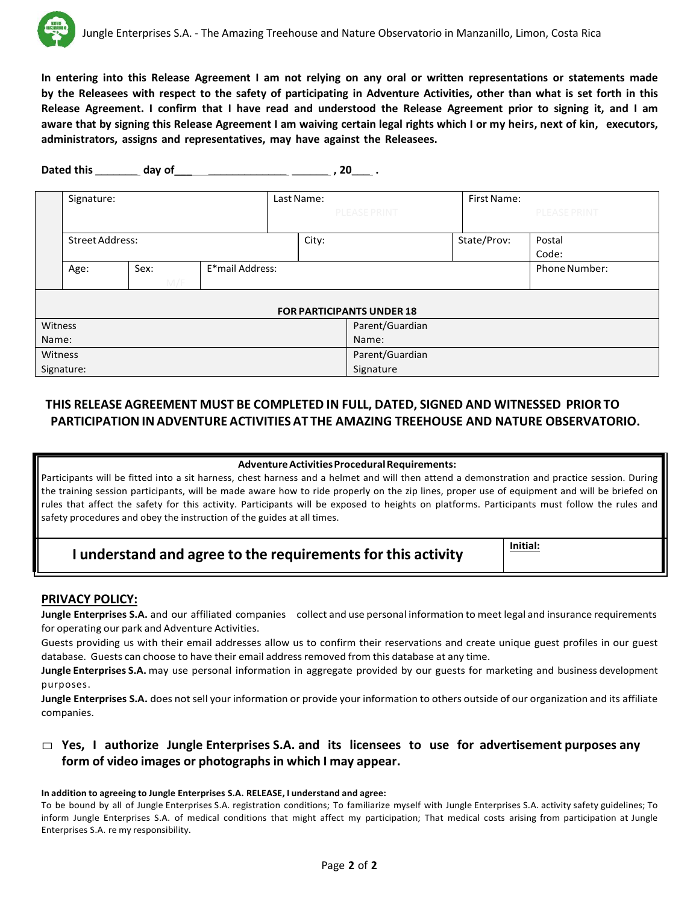In entering into this Release Agreement I am not relying on any oral or written representations or statements made by the Releasees with respect to the safety of participating in Adventure Activities, other than what is set forth in this Release Agreement. I confirm that I have read and understood the Release Agreement prior to signing it, and I am aware that by signing this Release Agreement I am waiving certain legal rights which I or my heirs, next of kin, executors, administrators, assigns and representatives, may have against the Releasees.

**Dated this _______ day of___ _____________ ______ , 20___ .**

| | | | | | | |
|---|---|---|---|---|---|---|
| Signature: | | | Last Name: PLEASE PRINT | | First Name: PLEASE PRINT | |
| Street Address: | | | | City: | State/Prov: | Postal Code: |
| Age: | Sex: M/F | E*mail Address: | | | | Phone Number: |

| | |
|---|---|
| **FOR PARTICIPANTS UNDER 18** | |
| Witness Name: | Parent/Guardian Name: |
| Witness Signature: | Parent/Guardian Signature |

**THIS RELEASE AGREEMENT MUST BE COMPLETED IN FULL, DATED, SIGNED AND WITNESSED PRIOR TO PARTICIPATION IN ADVENTURE ACTIVITIES AT THE AMAZING TREEHOUSE AND NATURE OBSERVATORIO.**

**Adventure Activities Procedural Requirements:**

Participants will be fitted into a sit harness, chest harness and a helmet and will then attend a demonstration and practice session. During the training session participants, will be made aware how to ride properly on the zip lines, proper use of equipment and will be briefed on rules that affect the safety for this activity. Participants will be exposed to heights on platforms. Participants must follow the rules and safety procedures and obey the instruction of the guides at all times.

| | |
|---|---|
| **I understand and agree to the requirements for this activity** | **Initial:** |

## PRIVACY POLICY:

**Jungle Enterprises S.A.** and our affiliated companies collect and use personal information to meet legal and insurance requirements for operating our park and Adventure Activities.

Guests providing us with their email addresses allow us to confirm their reservations and create unique guest profiles in our guest database. Guests can choose to have their email address removed from this database at any time.

**Jungle Enterprises S.A.** may use personal information in aggregate provided by our guests for marketing and business development purposes.

**Jungle Enterprises S.A.** does not sell your information or provide your information to others outside of our organization and its affiliate companies.

□ **Yes, I authorize Jungle Enterprises S.A. and its licensees to use for advertisement purposes any form of video images or photographs in which I may appear.**

**In addition to agreeing to Jungle Enterprises S.A. RELEASE, I understand and agree:**

To be bound by all of Jungle Enterprises S.A. registration conditions; To familiarize myself with Jungle Enterprises S.A. activity safety guidelines; To inform Jungle Enterprises S.A. of medical conditions that might affect my participation; That medical costs arising from participation at Jungle Enterprises S.A. re my responsibility.